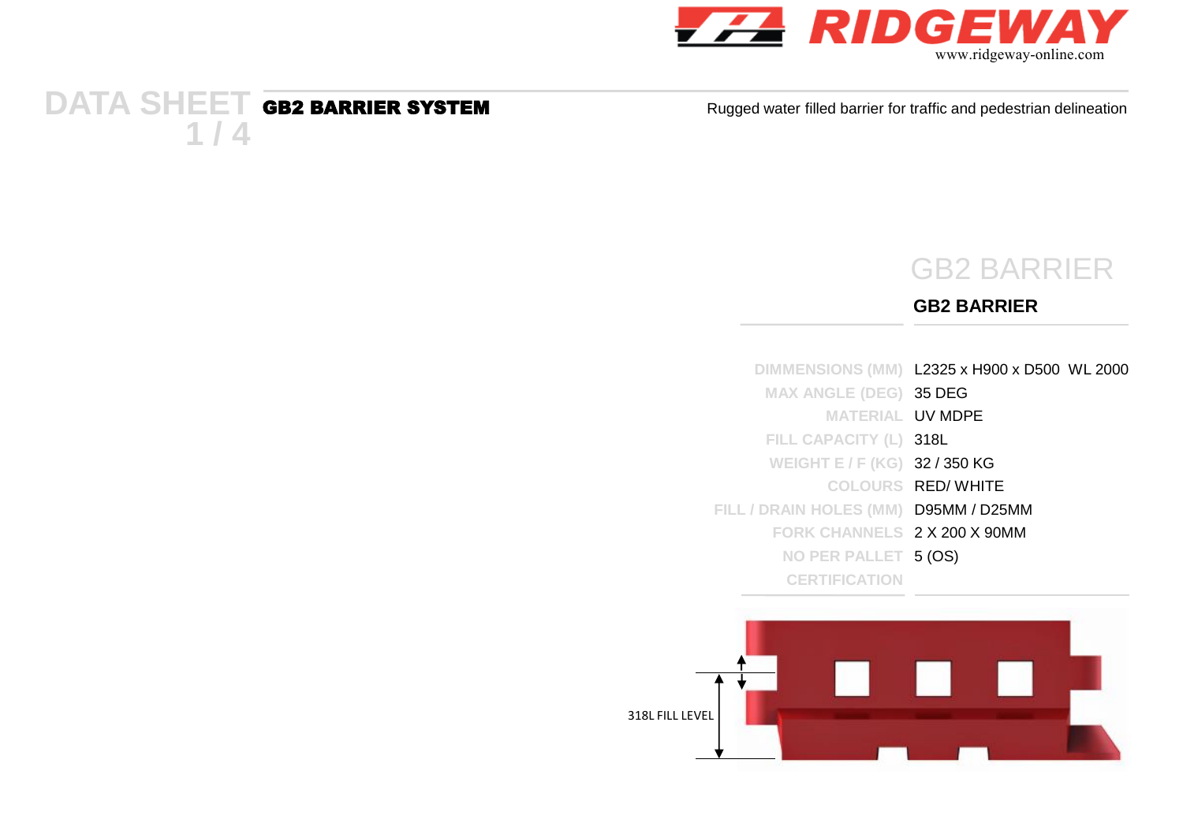# DATA SHEET 1 / 4

## GB2 BARRIER SYSTEM

Rugged water filled barrier for traffic and pedestrian delineation

## GB2 BARRIER

**GB2 BARRIER**

| | |
|---|---|
| DIMMENSIONS (MM) | L2325 x H900 x D500 WL 2000 |
| MAX ANGLE (DEG) | 35 DEG |
| MATERIAL | UV MDPE |
| FILL CAPACITY (L) | 318L |
| WEIGHT E / F (KG) | 32 / 350 KG |
| COLOURS | RED/ WHITE |
| FILL / DRAIN HOLES (MM) | D95MM / D25MM |
| FORK CHANNELS | 2 X 200 X 90MM |
| NO PER PALLET | 5 (OS) |
| CERTIFICATION | |

318L FILL LEVEL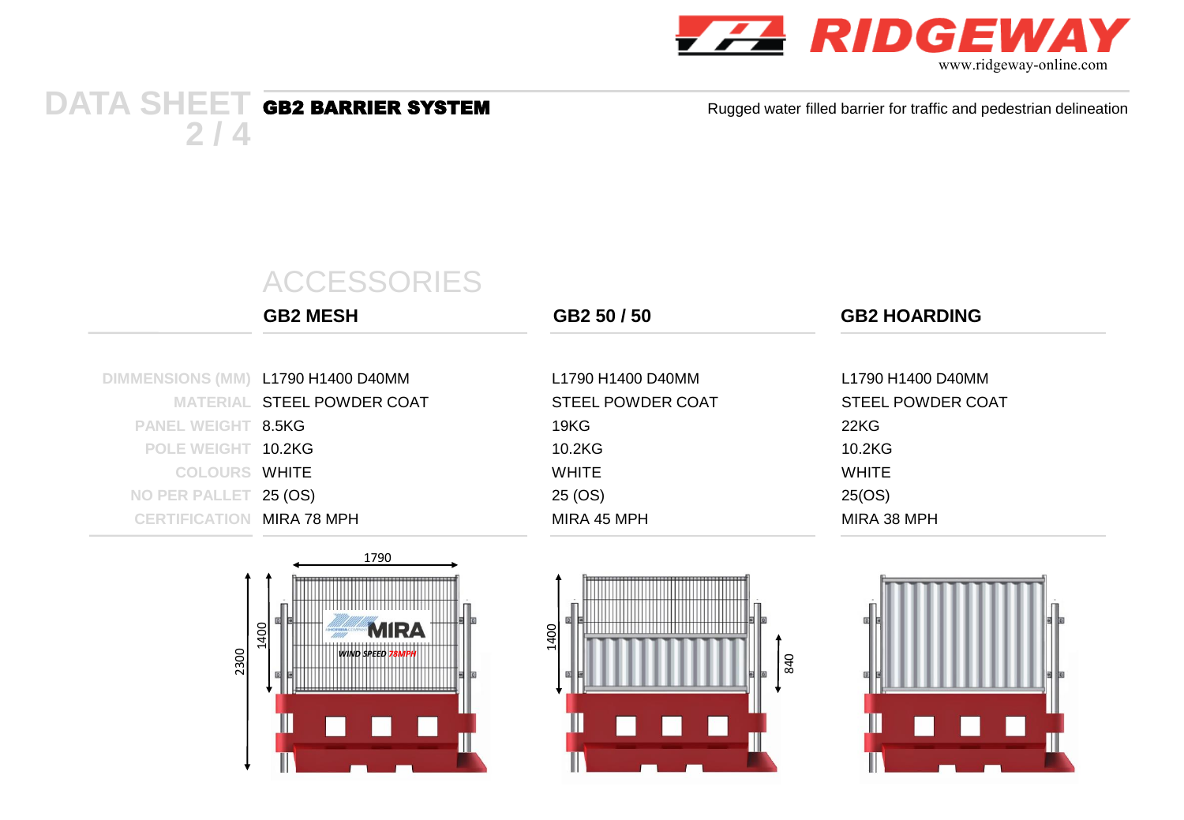# DATA SHEET 2 / 4

## GB2 BARRIER SYSTEM

Rugged water filled barrier for traffic and pedestrian delineation

## ACCESSORIES

| | GB2 MESH | GB2 50 / 50 | GB2 HOARDING |
|---|---|---|---|
| DIMMENSIONS (MM) | L1790 H1400 D40MM | L1790 H1400 D40MM | L1790 H1400 D40MM |
| MATERIAL | STEEL POWDER COAT | STEEL POWDER COAT | STEEL POWDER COAT |
| PANEL WEIGHT | 8.5KG | 19KG | 22KG |
| POLE WEIGHT | 10.2KG | 10.2KG | 10.2KG |
| COLOURS | WHITE | WHITE | WHITE |
| NO PER PALLET | 25 (OS) | 25 (OS) | 25(OS) |
| CERTIFICATION | MIRA 78 MPH | MIRA 45 MPH | MIRA 38 MPH |

1790

1400

2300

MIRA

WIND SPEED 78MPH

1400

840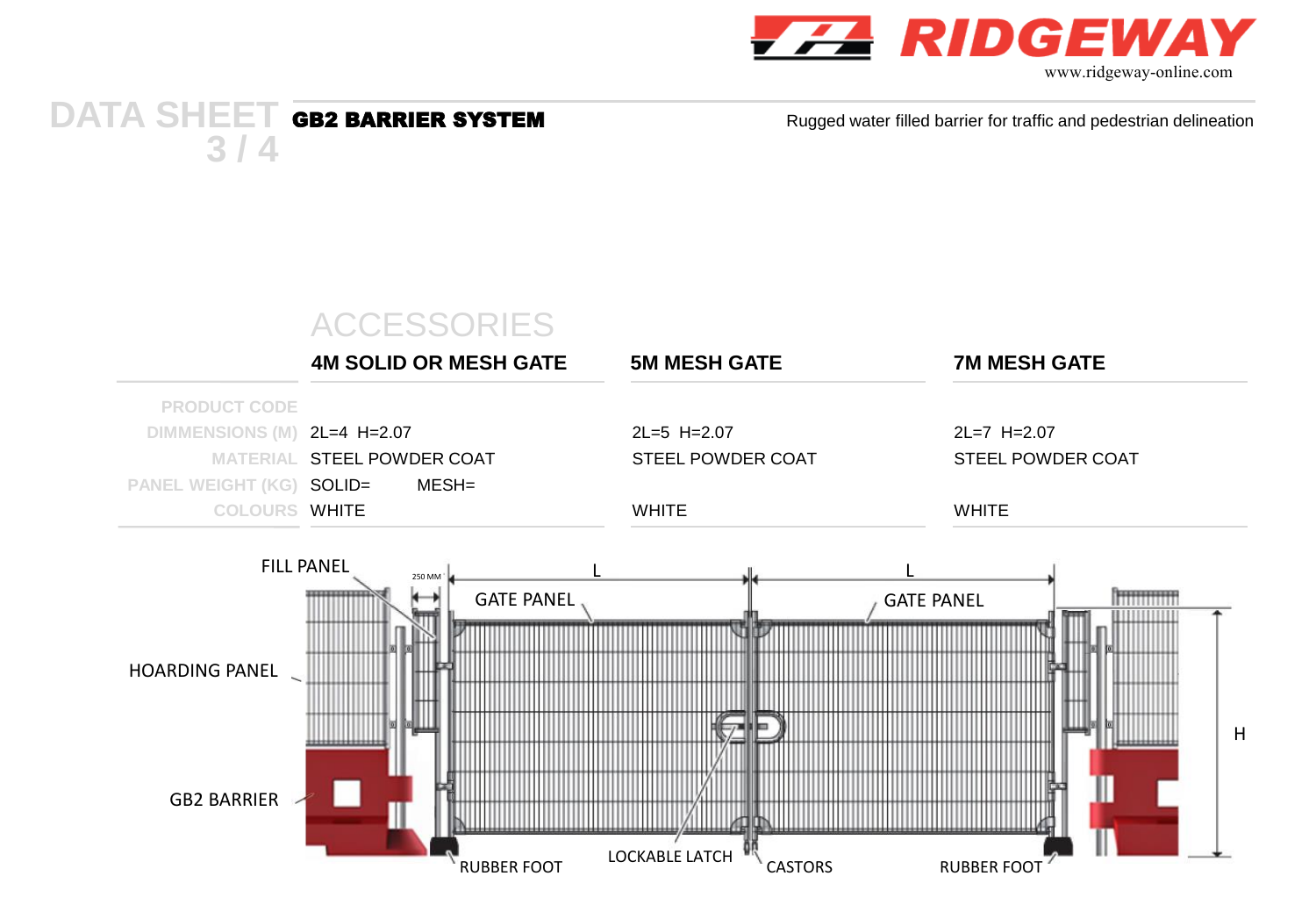RIDGEWAY

www.ridgeway-online.com

# DATA SHEET 3 / 4

## GB2 BARRIER SYSTEM

Rugged water filled barrier for traffic and pedestrian delineation

## ACCESSORIES

| | 4M SOLID OR MESH GATE | 5M MESH GATE | 7M MESH GATE |
|---|---|---|---|
| PRODUCT CODE | | | |
| DIMMENSIONS (M) | 2L=4 H=2.07 | 2L=5 H=2.07 | 2L=7 H=2.07 |
| MATERIAL | STEEL POWDER COAT | STEEL POWDER COAT | STEEL POWDER COAT |
| PANEL WEIGHT (KG) | SOLID= MESH= | | |
| COLOURS | WHITE | WHITE | WHITE |

FILL PANEL

250 MM

L

L

GATE PANEL

GATE PANEL

HOARDING PANEL

H

GB2 BARRIER

RUBBER FOOT

LOCKABLE LATCH

CASTORS

RUBBER FOOT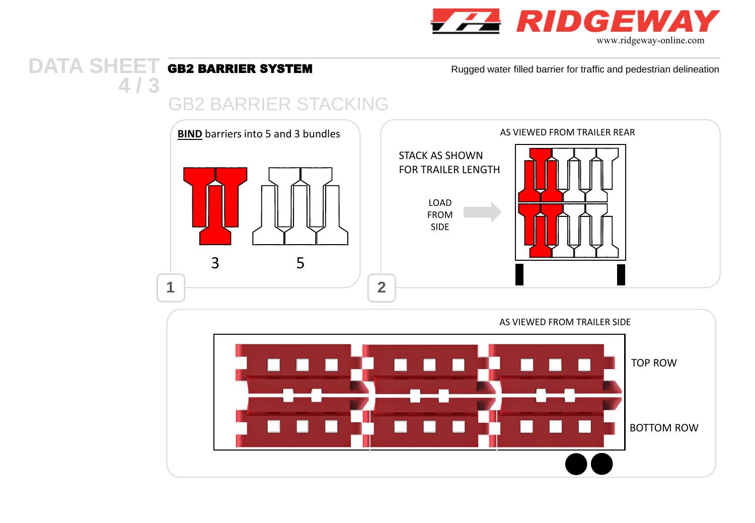RIDGEWAY

www.ridgeway-online.com

# DATA SHEET 4 / 3

## GB2 BARRIER SYSTEM

Rugged water filled barrier for traffic and pedestrian delineation

## GB2 BARRIER STACKING

**1**

**BIND** barriers into 5 and 3 bundles

3

5

**2**

AS VIEWED FROM TRAILER REAR

STACK AS SHOWN FOR TRAILER LENGTH

LOAD FROM SIDE

AS VIEWED FROM TRAILER SIDE

TOP ROW

BOTTOM ROW